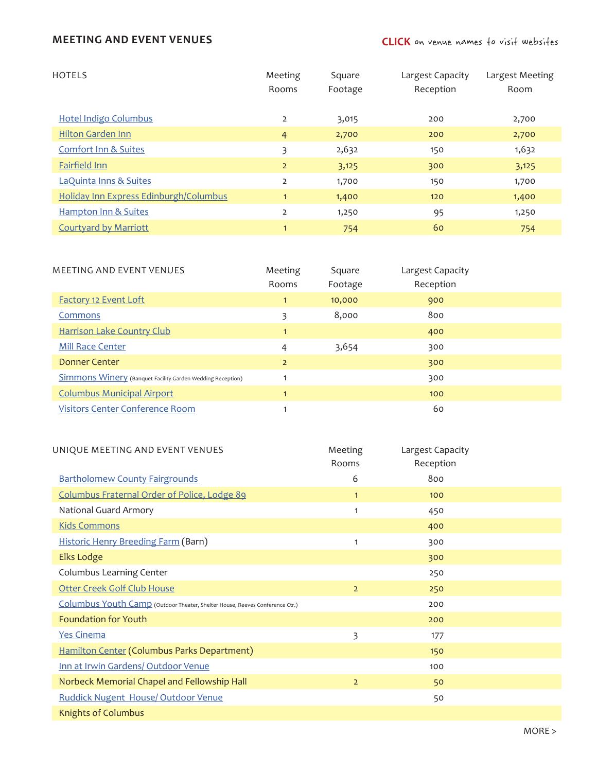## MEETING AND EVENT VENUES

**CLICK** on venue names to visit websites

| HOTELS | Meeting Rooms | Square Footage | Largest Capacity Reception | Largest Meeting Room |
|---|---|---|---|---|
| Hotel Indigo Columbus | 2 | 3,015 | 200 | 2,700 |
| Hilton Garden Inn | 4 | 2,700 | 200 | 2,700 |
| Comfort Inn & Suites | 3 | 2,632 | 150 | 1,632 |
| Fairfield Inn | 2 | 3,125 | 300 | 3,125 |
| LaQuinta Inns & Suites | 2 | 1,700 | 150 | 1,700 |
| Holiday Inn Express Edinburgh/Columbus | 1 | 1,400 | 120 | 1,400 |
| Hampton Inn & Suites | 2 | 1,250 | 95 | 1,250 |
| Courtyard by Marriott | 1 | 754 | 60 | 754 |

| MEETING AND EVENT VENUES | Meeting Rooms | Square Footage | Largest Capacity Reception |
|---|---|---|---|
| Factory 12 Event Loft | 1 | 10,000 | 900 |
| Commons | 3 | 8,000 | 800 |
| Harrison Lake Country Club | 1 | | 400 |
| Mill Race Center | 4 | 3,654 | 300 |
| Donner Center | 2 | | 300 |
| Simmons Winery (Banquet Facility Garden Wedding Reception) | 1 | | 300 |
| Columbus Municipal Airport | 1 | | 100 |
| Visitors Center Conference Room | 1 | | 60 |

| UNIQUE MEETING AND EVENT VENUES | Meeting Rooms | Largest Capacity Reception |
|---|---|---|
| Bartholomew County Fairgrounds | 6 | 800 |
| Columbus Fraternal Order of Police, Lodge 89 | 1 | 100 |
| National Guard Armory | 1 | 450 |
| Kids Commons | | 400 |
| Historic Henry Breeding Farm (Barn) | 1 | 300 |
| Elks Lodge | | 300 |
| Columbus Learning Center | | 250 |
| Otter Creek Golf Club House | 2 | 250 |
| Columbus Youth Camp (Outdoor Theater, Shelter House, Reeves Conference Ctr.) | | 200 |
| Foundation for Youth | | 200 |
| Yes Cinema | 3 | 177 |
| Hamilton Center (Columbus Parks Department) | | 150 |
| Inn at Irwin Gardens/ Outdoor Venue | | 100 |
| Norbeck Memorial Chapel and Fellowship Hall | 2 | 50 |
| Ruddick Nugent House/ Outdoor Venue | | 50 |
| Knights of Columbus | | |

MORE >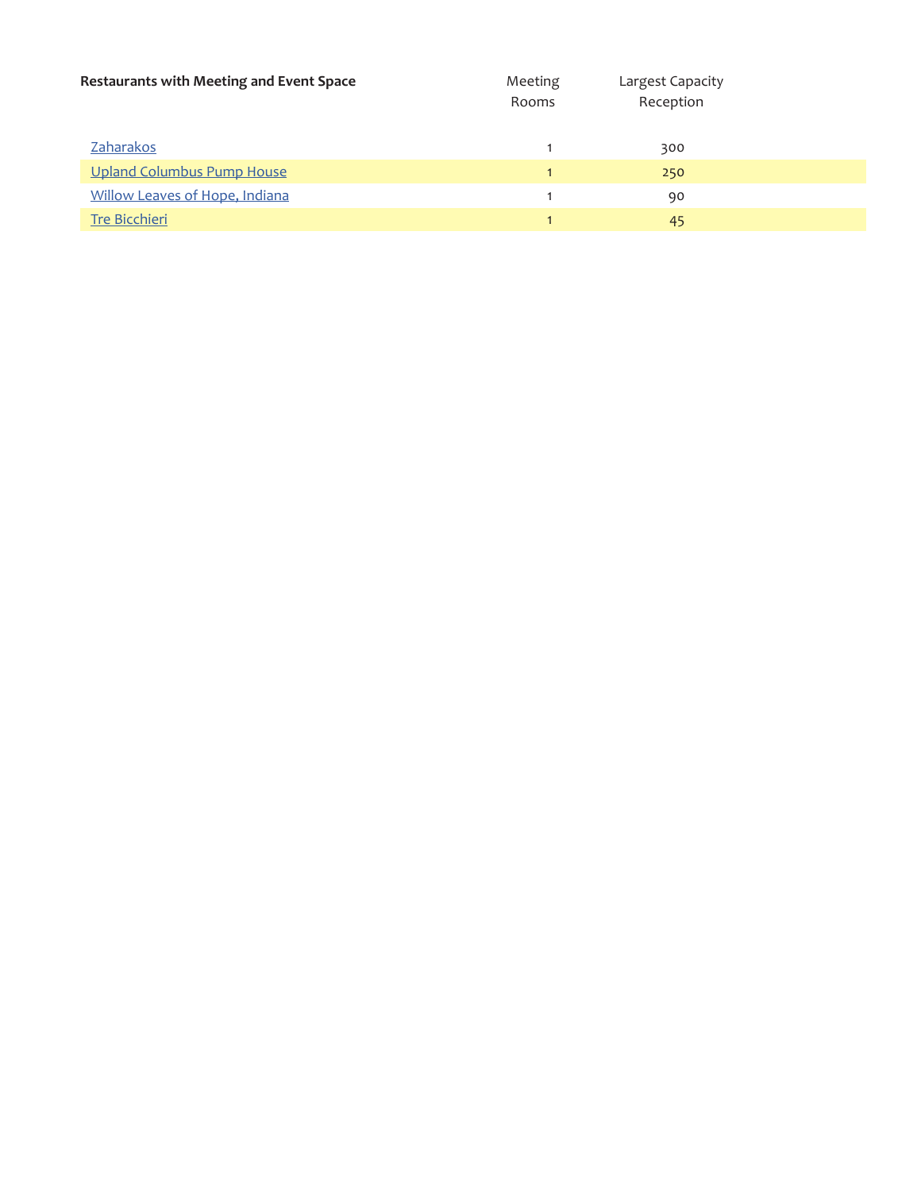| Restaurants with Meeting and Event Space | Meeting Rooms | Largest Capacity Reception |
|---|---|---|
| Zaharakos | 1 | 300 |
| Upland Columbus Pump House | 1 | 250 |
| Willow Leaves of Hope, Indiana | 1 | 90 |
| Tre Bicchieri | 1 | 45 |